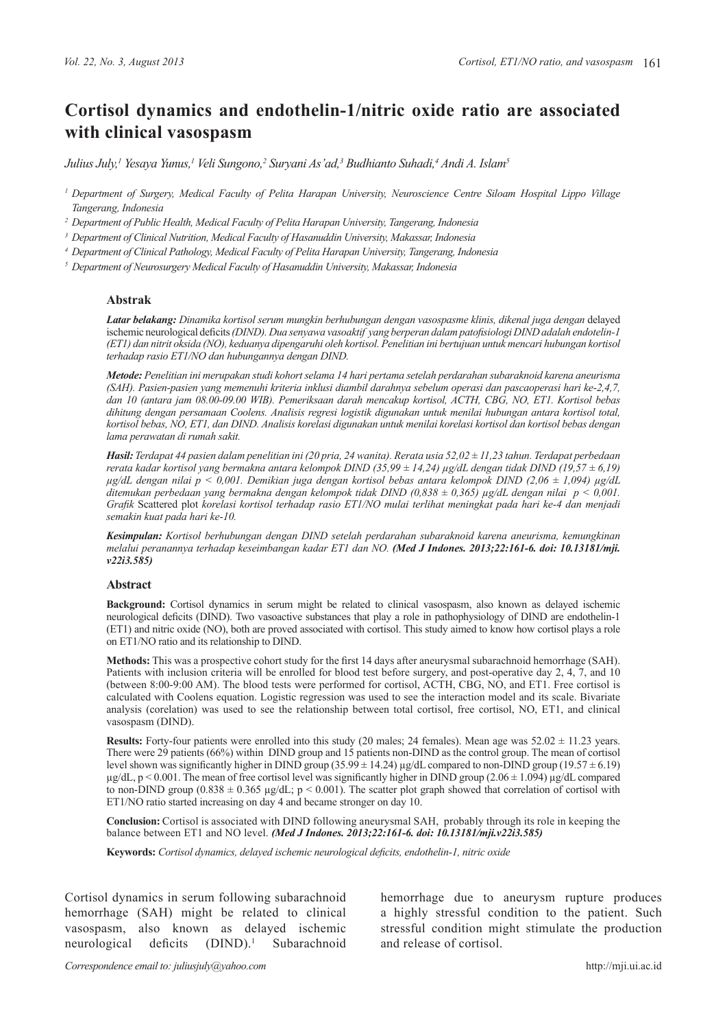# Cortisol dynamics and endothelin-1/nitric oxide ratio are associated with clinical vasospasm

*Julius July,[1] Yesaya Yunus,[1] Veli Sungono,[2] Suryani As'ad,[3] Budhianto Suhadi,[4] Andi A. Islam[5]*

[1] *Department of Surgery, Medical Faculty of Pelita Harapan University, Neuroscience Centre Siloam Hospital Lippo Village Tangerang, Indonesia*

[2] *Department of Public Health, Medical Faculty of Pelita Harapan University, Tangerang, Indonesia*

[3] *Department of Clinical Nutrition, Medical Faculty of Hasanuddin University, Makassar, Indonesia*

[4] *Department of Clinical Pathology, Medical Faculty of Pelita Harapan University, Tangerang, Indonesia*

[5] *Department of Neurosurgery Medical Faculty of Hasanuddin University, Makassar, Indonesia*

### Abstrak

***Latar belakang:*** *Dinamika kortisol serum mungkin berhubungan dengan vasospasme klinis, dikenal juga dengan* delayed ischemic neurological deficits *(DIND). Dua senyawa vasoaktif yang berperan dalam patofisiologi DIND adalah endotelin-1 (ET1) dan nitrit oksida (NO), keduanya dipengaruhi oleh kortisol. Penelitian ini bertujuan untuk mencari hubungan kortisol terhadap rasio ET1/NO dan hubungannya dengan DIND.*

***Metode:*** *Penelitian ini merupakan studi kohort selama 14 hari pertama setelah perdarahan subaraknoid karena aneurisma (SAH). Pasien-pasien yang memenuhi kriteria inklusi diambil darahnya sebelum operasi dan pascaoperasi hari ke-2,4,7, dan 10 (antara jam 08.00-09.00 WIB). Pemeriksaan darah mencakup kortisol, ACTH, CBG, NO, ET1. Kortisol bebas dihitung dengan persamaan Coolens. Analisis regresi logistik digunakan untuk menilai hubungan antara kortisol total, kortisol bebas, NO, ET1, dan DIND. Analisis korelasi digunakan untuk menilai korelasi kortisol dan kortisol bebas dengan lama perawatan di rumah sakit.*

***Hasil:*** *Terdapat 44 pasien dalam penelitian ini (20 pria, 24 wanita). Rerata usia 52,02 ± 11,23 tahun. Terdapat perbedaan rerata kadar kortisol yang bermakna antara kelompok DIND (35,99 ± 14,24) μg/dL dengan tidak DIND (19,57 ± 6,19) μg/dL dengan nilai p < 0,001. Demikian juga dengan kortisol bebas antara kelompok DIND (2,06 ± 1,094) μg/dL ditemukan perbedaan yang bermakna dengan kelompok tidak DIND (0,838 ± 0,365) μg/dL dengan nilai p < 0,001. Grafik* Scattered plot *korelasi kortisol terhadap rasio ET1/NO mulai terlihat meningkat pada hari ke-4 dan menjadi semakin kuat pada hari ke-10.*

***Kesimpulan:*** *Kortisol berhubungan dengan DIND setelah perdarahan subaraknoid karena aneurisma, kemungkinan melalui peranannya terhadap keseimbangan kadar ET1 dan NO.* ***(Med J Indones. 2013;22:161-6. doi: 10.13181/mji.v22i3.585)***

### Abstract

**Background:** Cortisol dynamics in serum might be related to clinical vasospasm, also known as delayed ischemic neurological deficits (DIND). Two vasoactive substances that play a role in pathophysiology of DIND are endothelin-1 (ET1) and nitric oxide (NO), both are proved associated with cortisol. This study aimed to know how cortisol plays a role on ET1/NO ratio and its relationship to DIND.

**Methods:** This was a prospective cohort study for the first 14 days after aneurysmal subarachnoid hemorrhage (SAH). Patients with inclusion criteria will be enrolled for blood test before surgery, and post-operative day 2, 4, 7, and 10 (between 8:00-9:00 AM). The blood tests were performed for cortisol, ACTH, CBG, NO, and ET1. Free cortisol is calculated with Coolens equation. Logistic regression was used to see the interaction model and its scale. Bivariate analysis (corelation) was used to see the relationship between total cortisol, free cortisol, NO, ET1, and clinical vasospasm (DIND).

**Results:** Forty-four patients were enrolled into this study (20 males; 24 females). Mean age was 52.02 ± 11.23 years. There were 29 patients (66%) within DIND group and 15 patients non-DIND as the control group. The mean of cortisol level shown was significantly higher in DIND group (35.99 ± 14.24) μg/dL compared to non-DIND group (19.57 ± 6.19) μg/dL, $p < 0.001$. The mean of free cortisol level was significantly higher in DIND group (2.06 ± 1.094) μg/dL compared to non-DIND group (0.838 ± 0.365 μg/dL; $p < 0.001$). The scatter plot graph showed that correlation of cortisol with ET1/NO ratio started increasing on day 4 and became stronger on day 10.

**Conclusion:** Cortisol is associated with DIND following aneurysmal SAH, probably through its role in keeping the balance between ET1 and NO level. ***(Med J Indones. 2013;22:161-6. doi: 10.13181/mji.v22i3.585)***

**Keywords:** *Cortisol dynamics, delayed ischemic neurological deficits, endothelin-1, nitric oxide*

Cortisol dynamics in serum following subarachnoid hemorrhage (SAH) might be related to clinical vasospasm, also known as delayed ischemic neurological deficits (DIND).[1] Subarachnoid hemorrhage due to aneurysm rupture produces a highly stressful condition to the patient. Such stressful condition might stimulate the production and release of cortisol.

*Correspondence email to: juliusjuly@yahoo.com*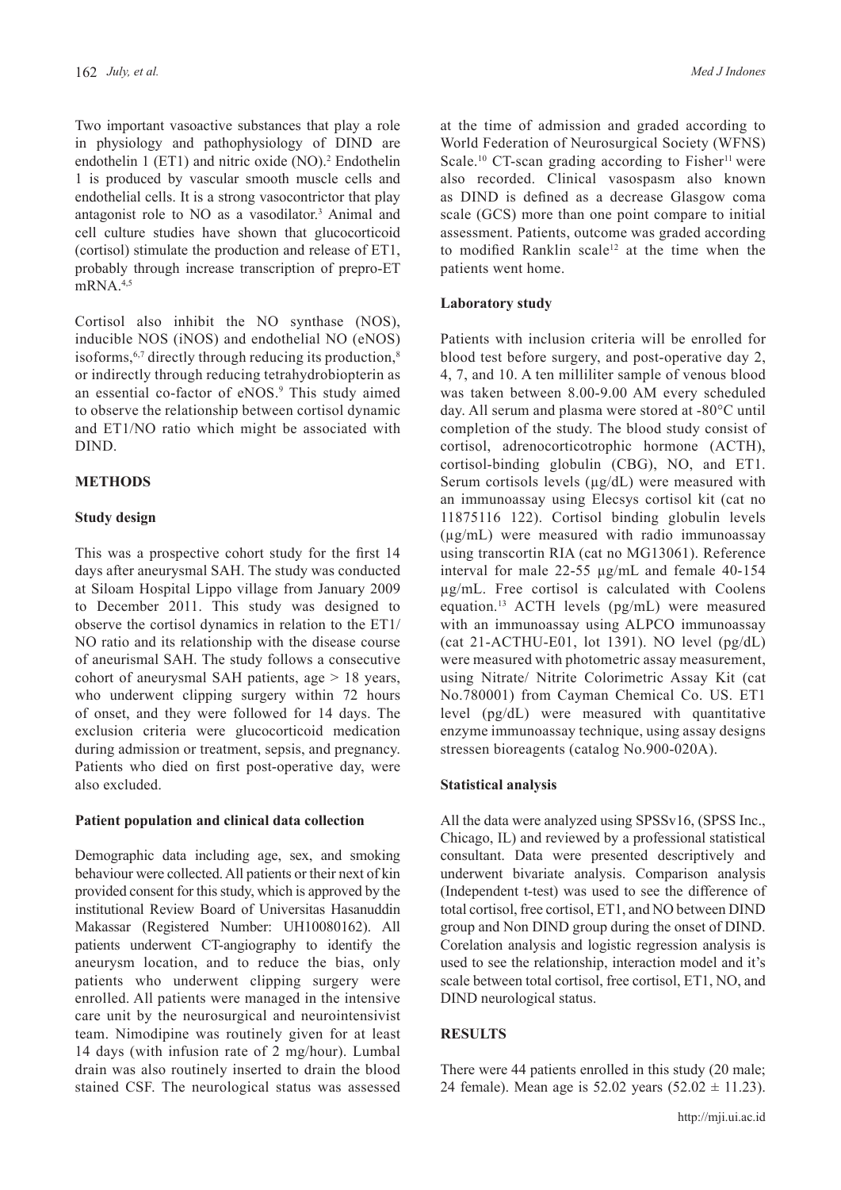Two important vasoactive substances that play a role in physiology and pathophysiology of DIND are endothelin 1 (ET1) and nitric oxide (NO).[2] Endothelin 1 is produced by vascular smooth muscle cells and endothelial cells. It is a strong vasoconstrictor that play antagonist role to NO as a vasodilator.[3] Animal and cell culture studies have shown that glucocorticoid (cortisol) stimulate the production and release of ET1, probably through increase transcription of prepro-ET mRNA.[4,5]

Cortisol also inhibit the NO synthase (NOS), inducible NOS (iNOS) and endothelial NO (eNOS) isoforms,[6,7] directly through reducing its production,[8] or indirectly through reducing tetrahydrobiopterin as an essential co-factor of eNOS.[9] This study aimed to observe the relationship between cortisol dynamic and ET1/NO ratio which might be associated with DIND.

## METHODS

### Study design

This was a prospective cohort study for the first 14 days after aneurysmal SAH. The study was conducted at Siloam Hospital Lippo village from January 2009 to December 2011. This study was designed to observe the cortisol dynamics in relation to the ET1/NO ratio and its relationship with the disease course of aneurismal SAH. The study follows a consecutive cohort of aneurysmal SAH patients, age > 18 years, who underwent clipping surgery within 72 hours of onset, and they were followed for 14 days. The exclusion criteria were glucocorticoid medication during admission or treatment, sepsis, and pregnancy. Patients who died on first post-operative day, were also excluded.

### Patient population and clinical data collection

Demographic data including age, sex, and smoking behaviour were collected. All patients or their next of kin provided consent for this study, which is approved by the institutional Review Board of Universitas Hasanuddin Makassar (Registered Number: UH10080162). All patients underwent CT-angiography to identify the aneurysm location, and to reduce the bias, only patients who underwent clipping surgery were enrolled. All patients were managed in the intensive care unit by the neurosurgical and neurointensivist team. Nimodipine was routinely given for at least 14 days (with infusion rate of 2 mg/hour). Lumbal drain was also routinely inserted to drain the blood stained CSF. The neurological status was assessed at the time of admission and graded according to World Federation of Neurosurgical Society (WFNS) Scale.[10] CT-scan grading according to Fisher[11] were also recorded. Clinical vasospasm also known as DIND is defined as a decrease Glasgow coma scale (GCS) more than one point compare to initial assessment. Patients, outcome was graded according to modified Ranklin scale[12] at the time when the patients went home.

### Laboratory study

Patients with inclusion criteria will be enrolled for blood test before surgery, and post-operative day 2, 4, 7, and 10. A ten milliliter sample of venous blood was taken between 8.00-9.00 AM every scheduled day. All serum and plasma were stored at -80°C until completion of the study. The blood study consist of cortisol, adrenocorticotrophic hormone (ACTH), cortisol-binding globulin (CBG), NO, and ET1. Serum cortisols levels (µg/dL) were measured with an immunoassay using Elecsys cortisol kit (cat no 11875116 122). Cortisol binding globulin levels (µg/mL) were measured with radio immunoassay using transcortin RIA (cat no MG13061). Reference interval for male 22-55 µg/mL and female 40-154 µg/mL. Free cortisol is calculated with Coolens equation.[13] ACTH levels (pg/mL) were measured with an immunoassay using ALPCO immunoassay (cat 21-ACTHU-E01, lot 1391). NO level (pg/dL) were measured with photometric assay measurement, using Nitrate/ Nitrite Colorimetric Assay Kit (cat No.780001) from Cayman Chemical Co. US. ET1 level (pg/dL) were measured with quantitative enzyme immunoassay technique, using assay designs stressen bioreagents (catalog No.900-020A).

### Statistical analysis

All the data were analyzed using SPSSv16, (SPSS Inc., Chicago, IL) and reviewed by a professional statistical consultant. Data were presented descriptively and underwent bivariate analysis. Comparison analysis (Independent t-test) was used to see the difference of total cortisol, free cortisol, ET1, and NO between DIND group and Non DIND group during the onset of DIND. Corelation analysis and logistic regression analysis is used to see the relationship, interaction model and it's scale between total cortisol, free cortisol, ET1, NO, and DIND neurological status.

## RESULTS

There were 44 patients enrolled in this study (20 male; 24 female). Mean age is 52.02 years ($52.02 \pm 11.23$).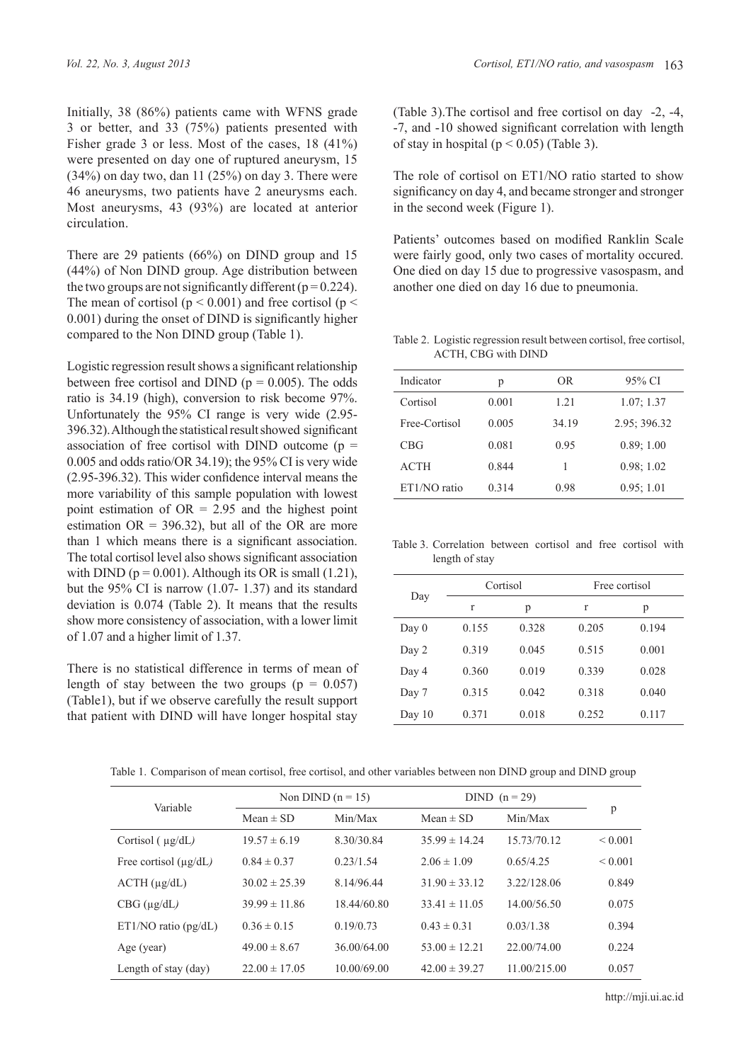Initially, 38 (86%) patients came with WFNS grade 3 or better, and 33 (75%) patients presented with Fisher grade 3 or less. Most of the cases, 18 (41%) were presented on day one of ruptured aneurysm, 15 (34%) on day two, dan 11 (25%) on day 3. There were 46 aneurysms, two patients have 2 aneurysms each. Most aneurysms, 43 (93%) are located at anterior circulation.

There are 29 patients (66%) on DIND group and 15 (44%) of Non DIND group. Age distribution between the two groups are not significantly different ($p = 0.224$). The mean of cortisol ($p < 0.001$) and free cortisol ($p < 0.001$) during the onset of DIND is significantly higher compared to the Non DIND group (Table 1).

Logistic regression result shows a significant relationship between free cortisol and DIND ($p = 0.005$). The odds ratio is 34.19 (high), conversion to risk become 97%. Unfortunately the 95% CI range is very wide (2.95-396.32). Although the statistical result showed significant association of free cortisol with DIND outcome ($p = 0.005$ and odds ratio/OR 34.19); the 95% CI is very wide (2.95-396.32). This wider confidence interval means the more variability of this sample population with lowest point estimation of OR = 2.95 and the highest point estimation OR = 396.32), but all of the OR are more than 1 which means there is a significant association. The total cortisol level also shows significant association with DIND ($p = 0.001$). Although its OR is small (1.21), but the 95% CI is narrow (1.07- 1.37) and its standard deviation is 0.074 (Table 2). It means that the results show more consistency of association, with a lower limit of 1.07 and a higher limit of 1.37.

There is no statistical difference in terms of mean of length of stay between the two groups ($p = 0.057$) (Table1), but if we observe carefully the result support that patient with DIND will have longer hospital stay (Table 3).The cortisol and free cortisol on day -2, -4, -7, and -10 showed significant correlation with length of stay in hospital ($p < 0.05$) (Table 3).

The role of cortisol on ET1/NO ratio started to show significancy on day 4, and became stronger and stronger in the second week (Figure 1).

Patients' outcomes based on modified Ranklin Scale were fairly good, only two cases of mortality occured. One died on day 15 due to progressive vasospasm, and another one died on day 16 due to pneumonia.

Table 2. Logistic regression result between cortisol, free cortisol, ACTH, CBG with DIND

| Indicator | p | OR | 95% CI |
|---|---|---|---|
| Cortisol | 0.001 | 1.21 | 1.07; 1.37 |
| Free-Cortisol | 0.005 | 34.19 | 2.95; 396.32 |
| CBG | 0.081 | 0.95 | 0.89; 1.00 |
| ACTH | 0.844 | 1 | 0.98; 1.02 |
| ET1/NO ratio | 0.314 | 0.98 | 0.95; 1.01 |

Table 3. Correlation between cortisol and free cortisol with length of stay

| Day | Cortisol | | Free cortisol | |
|---|---|---|---|---|
| | r | p | r | p |
| Day 0 | 0.155 | 0.328 | 0.205 | 0.194 |
| Day 2 | 0.319 | 0.045 | 0.515 | 0.001 |
| Day 4 | 0.360 | 0.019 | 0.339 | 0.028 |
| Day 7 | 0.315 | 0.042 | 0.318 | 0.040 |
| Day 10 | 0.371 | 0.018 | 0.252 | 0.117 |

Table 1. Comparison of mean cortisol, free cortisol, and other variables between non DIND group and DIND group

| Variable | Non DIND (n = 15) | | DIND (n = 29) | | p |
|---|---|---|---|---|---|
| | Mean ± SD | Min/Max | Mean ± SD | Min/Max | |
| Cortisol ( μg/dL) | 19.57 ± 6.19 | 8.30/30.84 | 35.99 ± 14.24 | 15.73/70.12 | < 0.001 |
| Free cortisol (μg/dL) | 0.84 ± 0.37 | 0.23/1.54 | 2.06 ± 1.09 | 0.65/4.25 | < 0.001 |
| ACTH (μg/dL) | 30.02 ± 25.39 | 8.14/96.44 | 31.90 ± 33.12 | 3.22/128.06 | 0.849 |
| CBG (μg/dL) | 39.99 ± 11.86 | 18.44/60.80 | 33.41 ± 11.05 | 14.00/56.50 | 0.075 |
| ET1/NO ratio (pg/dL) | 0.36 ± 0.15 | 0.19/0.73 | 0.43 ± 0.31 | 0.03/1.38 | 0.394 |
| Age (year) | 49.00 ± 8.67 | 36.00/64.00 | 53.00 ± 12.21 | 22.00/74.00 | 0.224 |
| Length of stay (day) | 22.00 ± 17.05 | 10.00/69.00 | 42.00 ± 39.27 | 11.00/215.00 | 0.057 |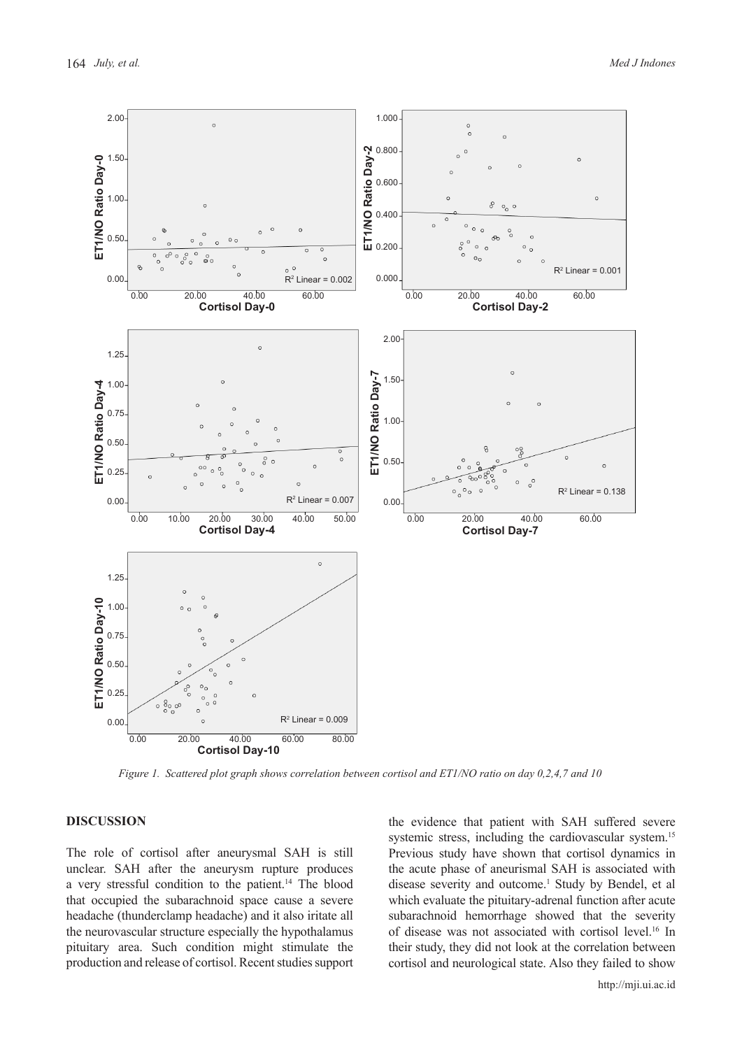Figure 1. Scattered plot graph shows correlation between cortisol and ET1/NO ratio on day 0,2,4,7 and 10

## DISCUSSION

The role of cortisol after aneurysmal SAH is still unclear. SAH after the aneurysm rupture produces a very stressful condition to the patient.[14] The blood that occupied the subarachnoid space cause a severe headache (thunderclamp headache) and it also irritate all the neurovascular structure especially the hypothalamus pituitary area. Such condition might stimulate the production and release of cortisol. Recent studies support the evidence that patient with SAH suffered severe systemic stress, including the cardiovascular system.[15] Previous study have shown that cortisol dynamics in the acute phase of aneurismal SAH is associated with disease severity and outcome.[1] Study by Bendel, et al which evaluate the pituitary-adrenal function after acute subarachnoid hemorrhage showed that the severity of disease was not associated with cortisol level.[16] In their study, they did not look at the correlation between cortisol and neurological state. Also they failed to show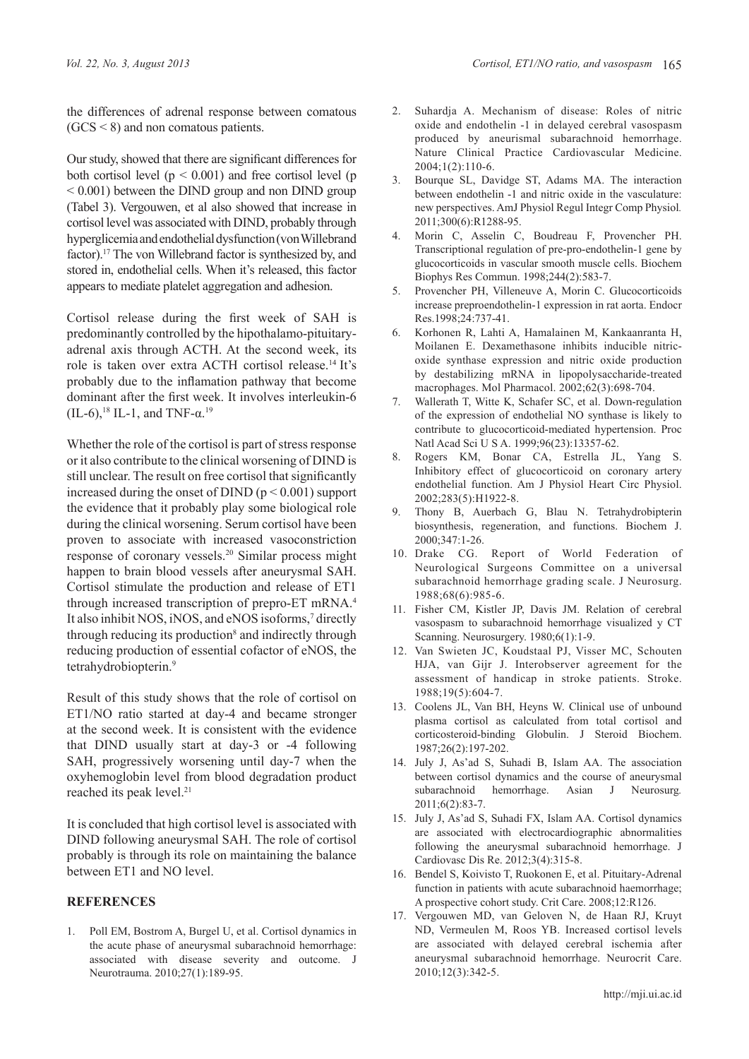the differences of adrenal response between comatous (GCS < 8) and non comatous patients.

Our study, showed that there are significant differences for both cortisol level ($p < 0.001$) and free cortisol level ($p < 0.001$) between the DIND group and non DIND group (Tabel 3). Vergouwen, et al also showed that increase in cortisol level was associated with DIND, probably through hyperglicemia and endothelial dysfunction (von Willebrand factor).[17] The von Willebrand factor is synthesized by, and stored in, endothelial cells. When it's released, this factor appears to mediate platelet aggregation and adhesion.

Cortisol release during the first week of SAH is predominantly controlled by the hipothalamo-pituitary-adrenal axis through ACTH. At the second week, its role is taken over extra ACTH cortisol release.[14] It's probably due to the inflamation pathway that become dominant after the first week. It involves interleukin-6 (IL-6),[18] IL-1, and TNF-α.[19]

Whether the role of the cortisol is part of stress response or it also contribute to the clinical worsening of DIND is still unclear. The result on free cortisol that significantly increased during the onset of DIND ($p < 0.001$) support the evidence that it probably play some biological role during the clinical worsening. Serum cortisol have been proven to associate with increased vasoconstriction response of coronary vessels.[20] Similar process might happen to brain blood vessels after aneurysmal SAH. Cortisol stimulate the production and release of ET1 through increased transcription of prepro-ET mRNA.[4] It also inhibit NOS, iNOS, and eNOS isoforms,[7] directly through reducing its production[8] and indirectly through reducing production of essential cofactor of eNOS, the tetrahydrobiopterin.[9]

Result of this study shows that the role of cortisol on ET1/NO ratio started at day-4 and became stronger at the second week. It is consistent with the evidence that DIND usually start at day-3 or -4 following SAH, progressively worsening until day-7 when the oxyhemoglobin level from blood degradation product reached its peak level.[21]

It is concluded that high cortisol level is associated with DIND following aneurysmal SAH. The role of cortisol probably is through its role on maintaining the balance between ET1 and NO level.

## REFERENCES

1. Poll EM, Bostrom A, Burgel U, et al. Cortisol dynamics in the acute phase of aneurysmal subarachnoid hemorrhage: associated with disease severity and outcome. J Neurotrauma. 2010;27(1):189-95.
2. Suhardja A. Mechanism of disease: Roles of nitric oxide and endothelin -1 in delayed cerebral vasospasm produced by aneurismal subarachnoid hemorrhage. Nature Clinical Practice Cardiovascular Medicine. 2004;1(2):110-6.
3. Bourque SL, Davidge ST, Adams MA. The interaction between endothelin -1 and nitric oxide in the vasculature: new perspectives. AmJ Physiol Regul Integr Comp Physiol. 2011;300(6):R1288-95.
4. Morin C, Asselin C, Boudreau F, Provencher PH. Transcriptional regulation of pre-pro-endothelin-1 gene by glucocorticoids in vascular smooth muscle cells. Biochem Biophys Res Commun. 1998;244(2):583-7.
5. Provencher PH, Villeneuve A, Morin C. Glucocorticoids increase preproendothelin-1 expression in rat aorta. Endocr Res.1998;24:737-41.
6. Korhonen R, Lahti A, Hamalainen M, Kankaanranta H, Moilanen E. Dexamethasone inhibits inducible nitric-oxide synthase expression and nitric oxide production by destabilizing mRNA in lipopolysaccharide-treated macrophages. Mol Pharmacol. 2002;62(3):698-704.
7. Wallerath T, Witte K, Schafer SC, et al. Down-regulation of the expression of endothelial NO synthase is likely to contribute to glucocorticoid-mediated hypertension. Proc Natl Acad Sci U S A. 1999;96(23):13357-62.
8. Rogers KM, Bonar CA, Estrella JL, Yang S. Inhibitory effect of glucocorticoid on coronary artery endothelial function. Am J Physiol Heart Circ Physiol. 2002;283(5):H1922-8.
9. Thony B, Auerbach G, Blau N. Tetrahydrobipterin biosynthesis, regeneration, and functions. Biochem J. 2000;347:1-26.
10. Drake CG. Report of World Federation of Neurological Surgeons Committee on a universal subarachnoid hemorrhage grading scale. J Neurosurg. 1988;68(6):985-6.
11. Fisher CM, Kistler JP, Davis JM. Relation of cerebral vasospasm to subarachnoid hemorrhage visualized y CT Scanning. Neurosurgery. 1980;6(1):1-9.
12. Van Swieten JC, Koudstaal PJ, Visser MC, Schouten HJA, van Gijr J. Interobserver agreement for the assessment of handicap in stroke patients. Stroke. 1988;19(5):604-7.
13. Coolens JL, Van BH, Heyns W. Clinical use of unbound plasma cortisol as calculated from total cortisol and corticosteroid-binding Globulin. J Steroid Biochem. 1987;26(2):197-202.
14. July J, As'ad S, Suhadi B, Islam AA. The association between cortisol dynamics and the course of aneurysmal subarachnoid hemorrhage. Asian J Neurosurg. 2011;6(2):83-7.
15. July J, As'ad S, Suhadi FX, Islam AA. Cortisol dynamics are associated with electrocardiographic abnormalities following the aneurysmal subarachnoid hemorrhage. J Cardiovasc Dis Re. 2012;3(4):315-8.
16. Bendel S, Koivisto T, Ruokonen E, et al. Pituitary-Adrenal function in patients with acute subarachnoid haemorrhage; A prospective cohort study. Crit Care. 2008;12:R126.
17. Vergouwen MD, van Geloven N, de Haan RJ, Kruyt ND, Vermeulen M, Roos YB. Increased cortisol levels are associated with delayed cerebral ischemia after aneurysmal subarachnoid hemorrhage. Neurocrit Care. 2010;12(3):342-5.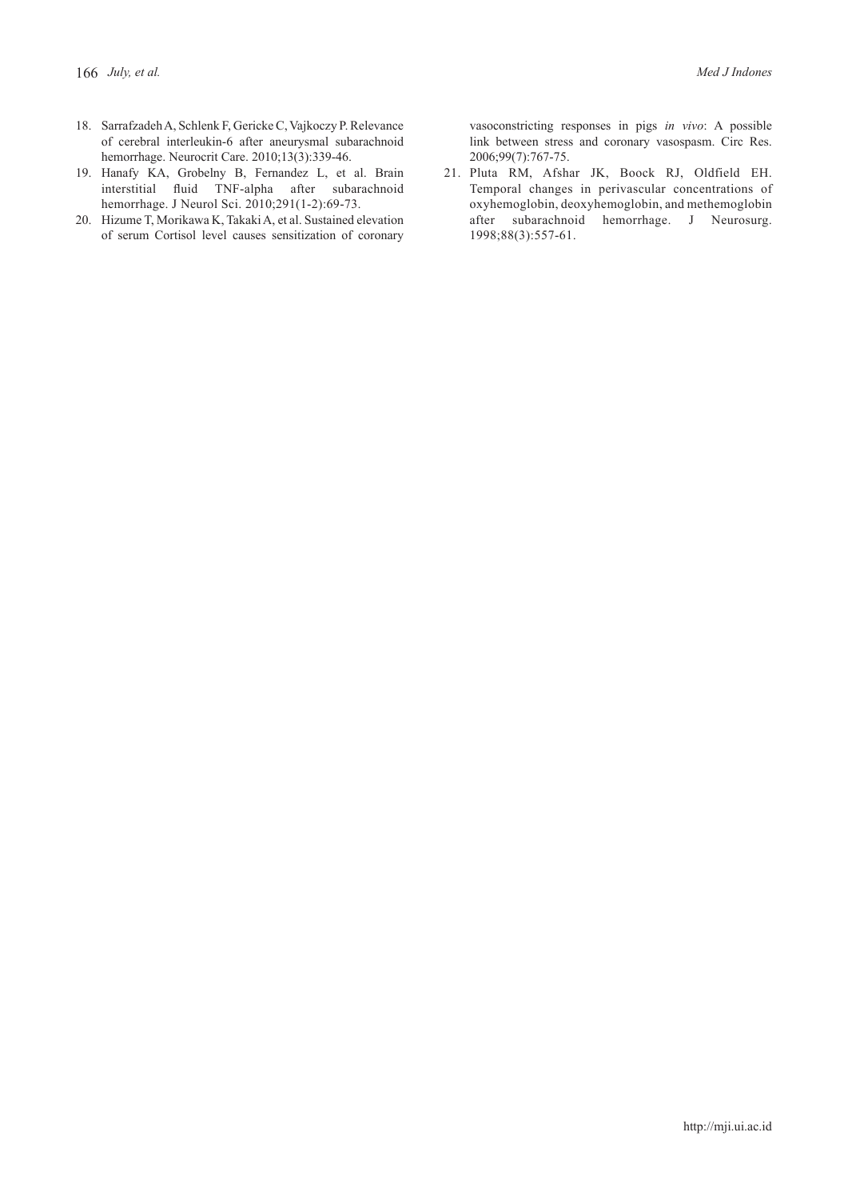18. Sarrafzadeh A, Schlenk F, Gericke C, Vajkoczy P. Relevance of cerebral interleukin-6 after aneurysmal subarachnoid hemorrhage. Neurocrit Care. 2010;13(3):339-46.
19. Hanafy KA, Grobelny B, Fernandez L, et al. Brain interstitial fluid TNF-alpha after subarachnoid hemorrhage. J Neurol Sci. 2010;291(1-2):69-73.
20. Hizume T, Morikawa K, Takaki A, et al. Sustained elevation of serum Cortisol level causes sensitization of coronary vasoconstricting responses in pigs *in vivo*: A possible link between stress and coronary vasospasm. Circ Res. 2006;99(7):767-75.
21. Pluta RM, Afshar JK, Boock RJ, Oldfield EH. Temporal changes in perivascular concentrations of oxyhemoglobin, deoxyhemoglobin, and methemoglobin after subarachnoid hemorrhage. J Neurosurg. 1998;88(3):557-61.